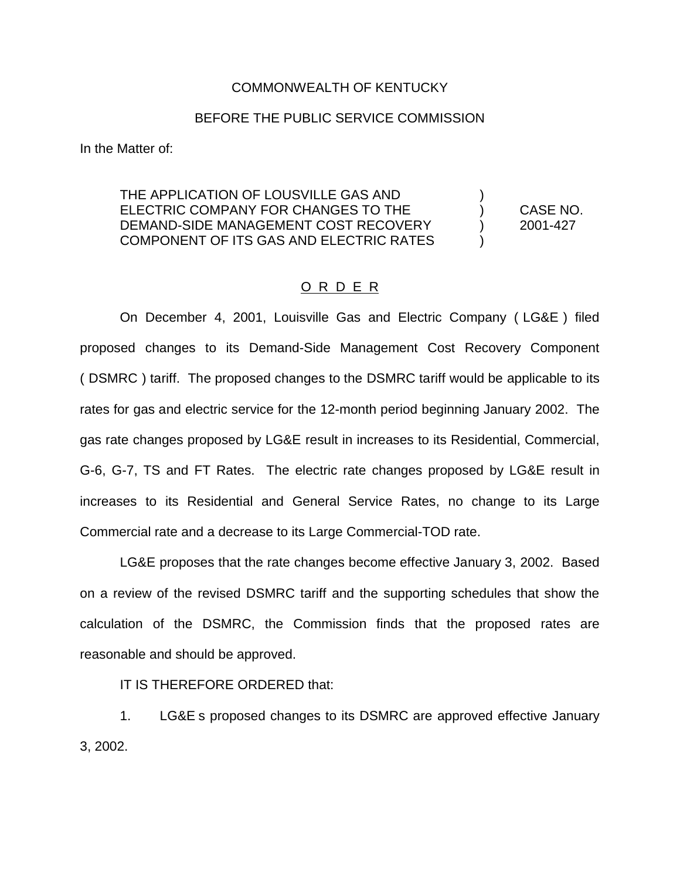COMMONWEALTH OF KENTUCKY

BEFORE THE PUBLIC SERVICE COMMISSION

In the Matter of:

| | | |
|---|---|---|
| THE APPLICATION OF LOUSVILLE GAS AND ELECTRIC COMPANY FOR CHANGES TO THE DEMAND-SIDE MANAGEMENT COST RECOVERY COMPONENT OF ITS GAS AND ELECTRIC RATES | ) ) ) ) | CASE NO. 2001-427 |

O R D E R

On December 4, 2001, Louisville Gas and Electric Company ( LG&E ) filed proposed changes to its Demand-Side Management Cost Recovery Component ( DSMRC ) tariff. The proposed changes to the DSMRC tariff would be applicable to its rates for gas and electric service for the 12-month period beginning January 2002. The gas rate changes proposed by LG&E result in increases to its Residential, Commercial, G-6, G-7, TS and FT Rates. The electric rate changes proposed by LG&E result in increases to its Residential and General Service Rates, no change to its Large Commercial rate and a decrease to its Large Commercial-TOD rate.

LG&E proposes that the rate changes become effective January 3, 2002. Based on a review of the revised DSMRC tariff and the supporting schedules that show the calculation of the DSMRC, the Commission finds that the proposed rates are reasonable and should be approved.

IT IS THEREFORE ORDERED that:

1. LG&E s proposed changes to its DSMRC are approved effective January 3, 2002.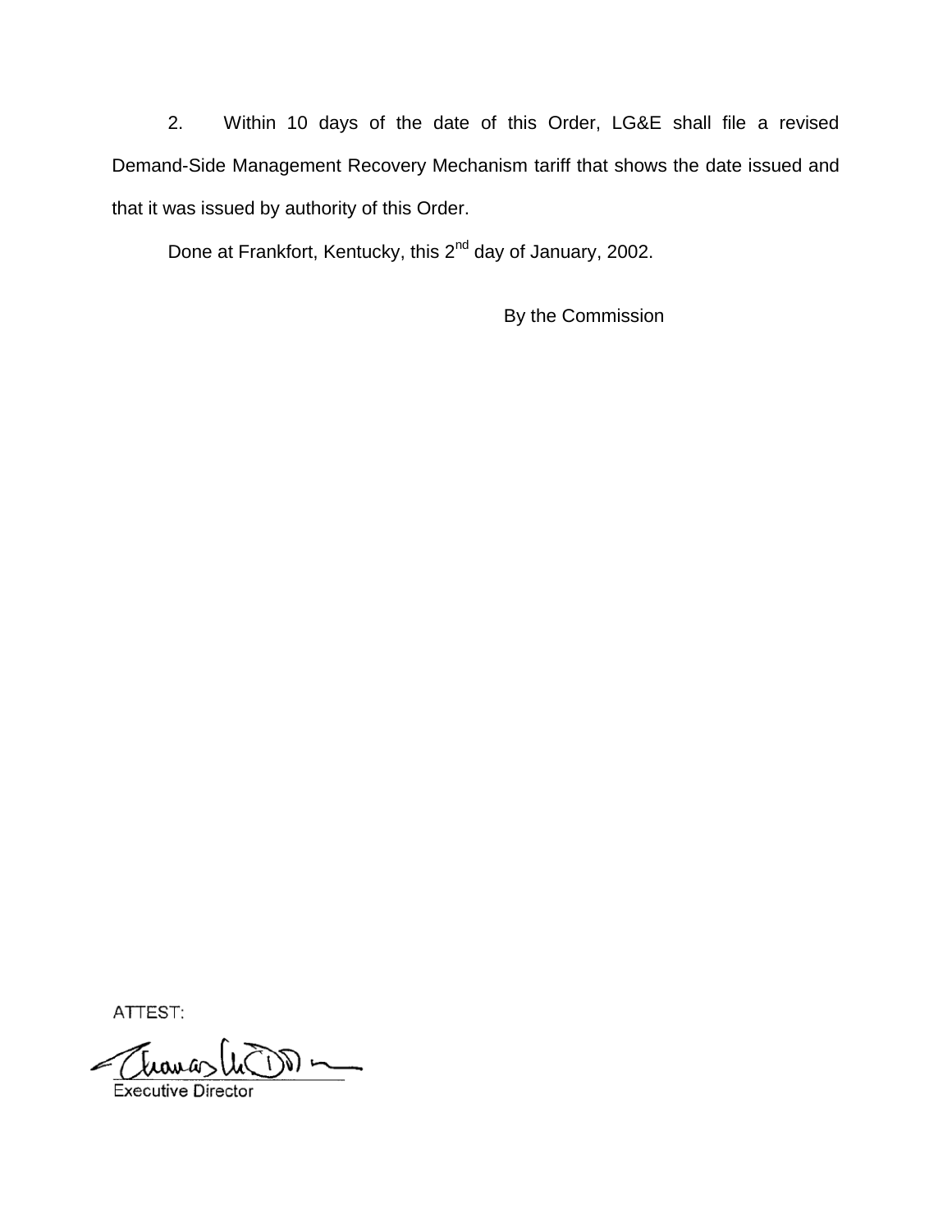2. Within 10 days of the date of this Order, LG&E shall file a revised Demand-Side Management Recovery Mechanism tariff that shows the date issued and that it was issued by authority of this Order.

Done at Frankfort, Kentucky, this 2nd day of January, 2002.

By the Commission

ATTEST:

Executive Director